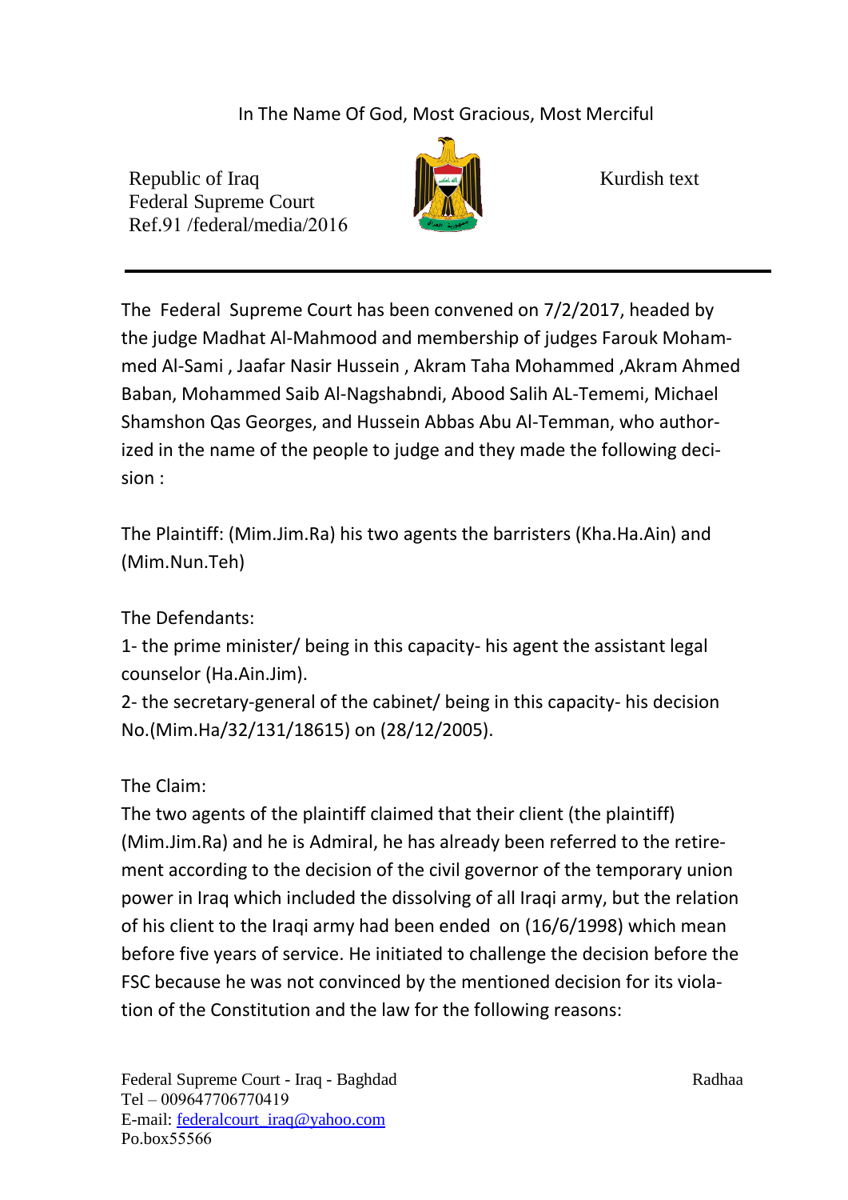In The Name Of God, Most Gracious, Most Merciful

Republic of Iraq
Federal Supreme Court
Ref.91 /federal/media/2016

Kurdish text

---

The Federal Supreme Court has been convened on 7/2/2017, headed by the judge Madhat Al-Mahmood and membership of judges Farouk Mohammed Al-Sami , Jaafar Nasir Hussein , Akram Taha Mohammed ,Akram Ahmed Baban, Mohammed Saib Al-Nagshabndi, Abood Salih AL-Tememi, Michael Shamshon Qas Georges, and Hussein Abbas Abu Al-Temman, who authorized in the name of the people to judge and they made the following decision :

The Plaintiff: (Mim.Jim.Ra) his two agents the barristers (Kha.Ha.Ain) and (Mim.Nun.Teh)

The Defendants:
1- the prime minister/ being in this capacity- his agent the assistant legal counselor (Ha.Ain.Jim).
2- the secretary-general of the cabinet/ being in this capacity- his decision No.(Mim.Ha/32/131/18615) on (28/12/2005).

The Claim:
The two agents of the plaintiff claimed that their client (the plaintiff) (Mim.Jim.Ra) and he is Admiral, he has already been referred to the retirement according to the decision of the civil governor of the temporary union power in Iraq which included the dissolving of all Iraqi army, but the relation of his client to the Iraqi army had been ended on (16/6/1998) which mean before five years of service. He initiated to challenge the decision before the FSC because he was not convinced by the mentioned decision for its violation of the Constitution and the law for the following reasons: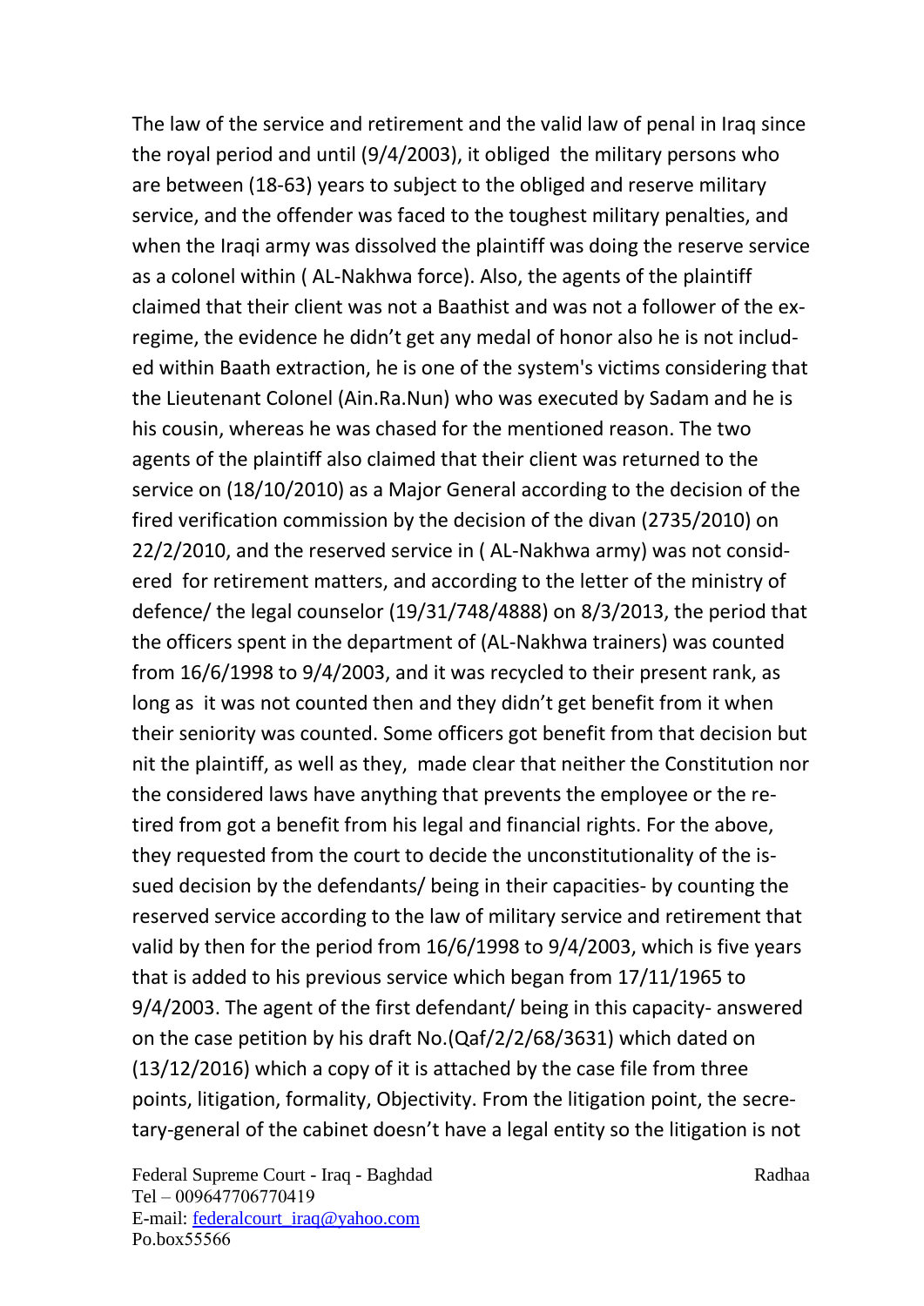The law of the service and retirement and the valid law of penal in Iraq since the royal period and until (9/4/2003), it obliged the military persons who are between (18-63) years to subject to the obliged and reserve military service, and the offender was faced to the toughest military penalties, and when the Iraqi army was dissolved the plaintiff was doing the reserve service as a colonel within ( AL-Nakhwa force). Also, the agents of the plaintiff claimed that their client was not a Baathist and was not a follower of the ex-regime, the evidence he didn't get any medal of honor also he is not included within Baath extraction, he is one of the system's victims considering that the Lieutenant Colonel (Ain.Ra.Nun) who was executed by Sadam and he is his cousin, whereas he was chased for the mentioned reason. The two agents of the plaintiff also claimed that their client was returned to the service on (18/10/2010) as a Major General according to the decision of the fired verification commission by the decision of the divan (2735/2010) on 22/2/2010, and the reserved service in ( AL-Nakhwa army) was not considered for retirement matters, and according to the letter of the ministry of defence/ the legal counselor (19/31/748/4888) on 8/3/2013, the period that the officers spent in the department of (AL-Nakhwa trainers) was counted from 16/6/1998 to 9/4/2003, and it was recycled to their present rank, as long as it was not counted then and they didn't get benefit from it when their seniority was counted. Some officers got benefit from that decision but nit the plaintiff, as well as they, made clear that neither the Constitution nor the considered laws have anything that prevents the employee or the retired from got a benefit from his legal and financial rights. For the above, they requested from the court to decide the unconstitutionality of the issued decision by the defendants/ being in their capacities- by counting the reserved service according to the law of military service and retirement that valid by then for the period from 16/6/1998 to 9/4/2003, which is five years that is added to his previous service which began from 17/11/1965 to 9/4/2003. The agent of the first defendant/ being in this capacity- answered on the case petition by his draft No.(Qaf/2/2/68/3631) which dated on (13/12/2016) which a copy of it is attached by the case file from three points, litigation, formality, Objectivity. From the litigation point, the secretary-general of the cabinet doesn't have a legal entity so the litigation is not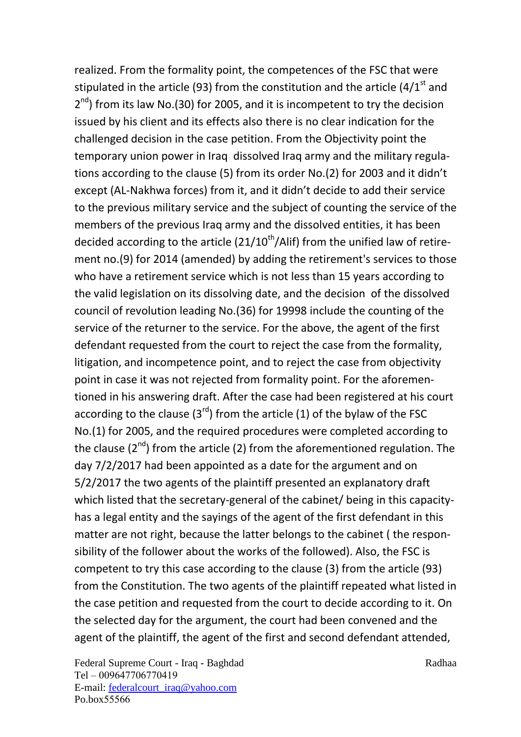realized. From the formality point, the competences of the FSC that were stipulated in the article (93) from the constitution and the article (4/1st and 2nd) from its law No.(30) for 2005, and it is incompetent to try the decision issued by his client and its effects also there is no clear indication for the challenged decision in the case petition. From the Objectivity point the temporary union power in Iraq dissolved Iraq army and the military regulations according to the clause (5) from its order No.(2) for 2003 and it didn't except (AL-Nakhwa forces) from it, and it didn't decide to add their service to the previous military service and the subject of counting the service of the members of the previous Iraq army and the dissolved entities, it has been decided according to the article (21/10th/Alif) from the unified law of retirement no.(9) for 2014 (amended) by adding the retirement's services to those who have a retirement service which is not less than 15 years according to the valid legislation on its dissolving date, and the decision of the dissolved council of revolution leading No.(36) for 19998 include the counting of the service of the returner to the service. For the above, the agent of the first defendant requested from the court to reject the case from the formality, litigation, and incompetence point, and to reject the case from objectivity point in case it was not rejected from formality point. For the aforementioned in his answering draft. After the case had been registered at his court according to the clause (3rd) from the article (1) of the bylaw of the FSC No.(1) for 2005, and the required procedures were completed according to the clause (2nd) from the article (2) from the aforementioned regulation. The day 7/2/2017 had been appointed as a date for the argument and on 5/2/2017 the two agents of the plaintiff presented an explanatory draft which listed that the secretary-general of the cabinet/ being in this capacity- has a legal entity and the sayings of the agent of the first defendant in this matter are not right, because the latter belongs to the cabinet ( the responsibility of the follower about the works of the followed). Also, the FSC is competent to try this case according to the clause (3) from the article (93) from the Constitution. The two agents of the plaintiff repeated what listed in the case petition and requested from the court to decide according to it. On the selected day for the argument, the court had been convened and the agent of the plaintiff, the agent of the first and second defendant attended,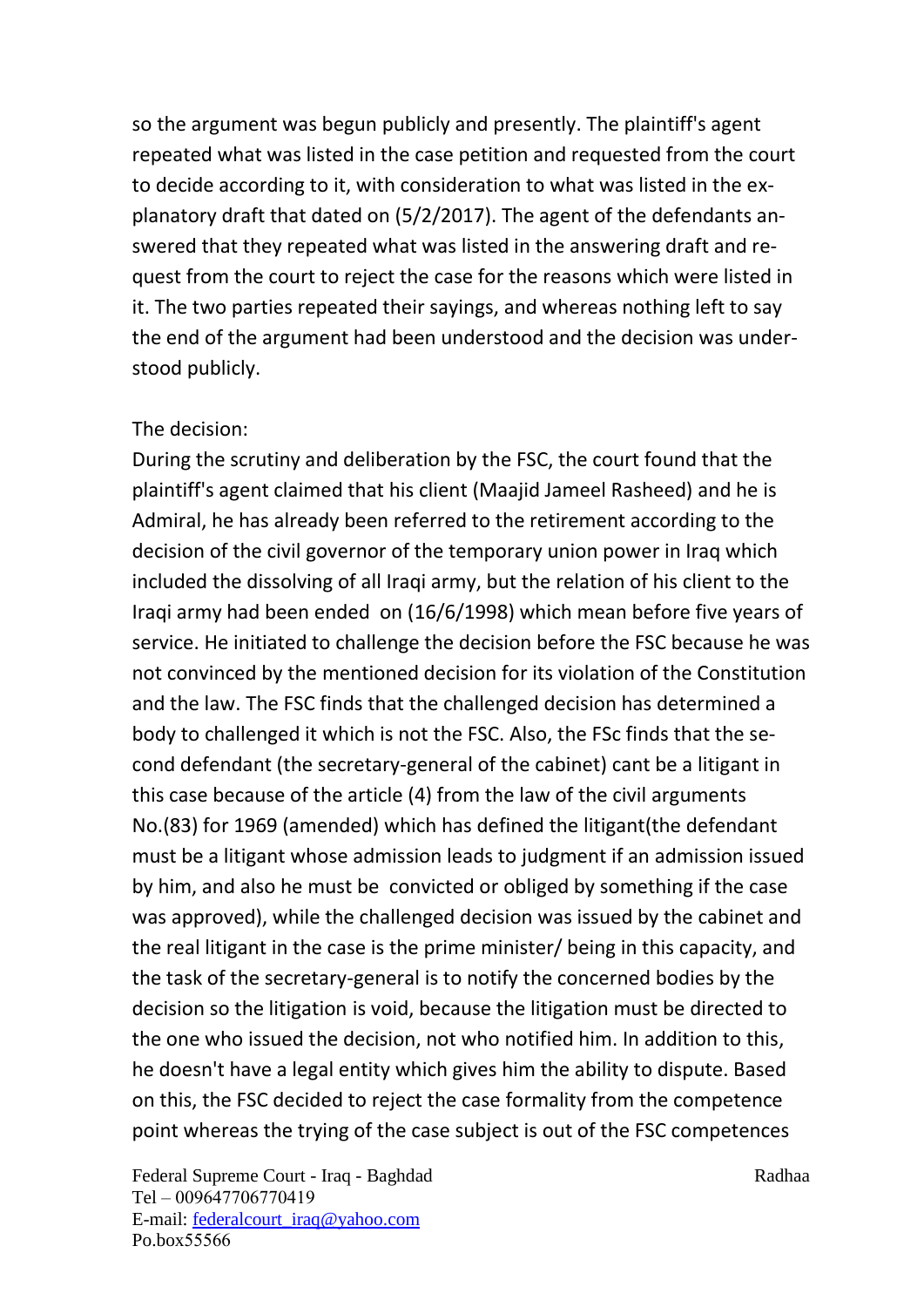so the argument was begun publicly and presently. The plaintiff's agent repeated what was listed in the case petition and requested from the court to decide according to it, with consideration to what was listed in the explanatory draft that dated on (5/2/2017). The agent of the defendants answered that they repeated what was listed in the answering draft and request from the court to reject the case for the reasons which were listed in it. The two parties repeated their sayings, and whereas nothing left to say the end of the argument had been understood and the decision was understood publicly.

The decision:

During the scrutiny and deliberation by the FSC, the court found that the plaintiff's agent claimed that his client (Maajid Jameel Rasheed) and he is Admiral, he has already been referred to the retirement according to the decision of the civil governor of the temporary union power in Iraq which included the dissolving of all Iraqi army, but the relation of his client to the Iraqi army had been ended on (16/6/1998) which mean before five years of service. He initiated to challenge the decision before the FSC because he was not convinced by the mentioned decision for its violation of the Constitution and the law. The FSC finds that the challenged decision has determined a body to challenged it which is not the FSC. Also, the FSc finds that the second defendant (the secretary-general of the cabinet) cant be a litigant in this case because of the article (4) from the law of the civil arguments No.(83) for 1969 (amended) which has defined the litigant(the defendant must be a litigant whose admission leads to judgment if an admission issued by him, and also he must be convicted or obliged by something if the case was approved), while the challenged decision was issued by the cabinet and the real litigant in the case is the prime minister/ being in this capacity, and the task of the secretary-general is to notify the concerned bodies by the decision so the litigation is void, because the litigation must be directed to the one who issued the decision, not who notified him. In addition to this, he doesn't have a legal entity which gives him the ability to dispute. Based on this, the FSC decided to reject the case formality from the competence point whereas the trying of the case subject is out of the FSC competences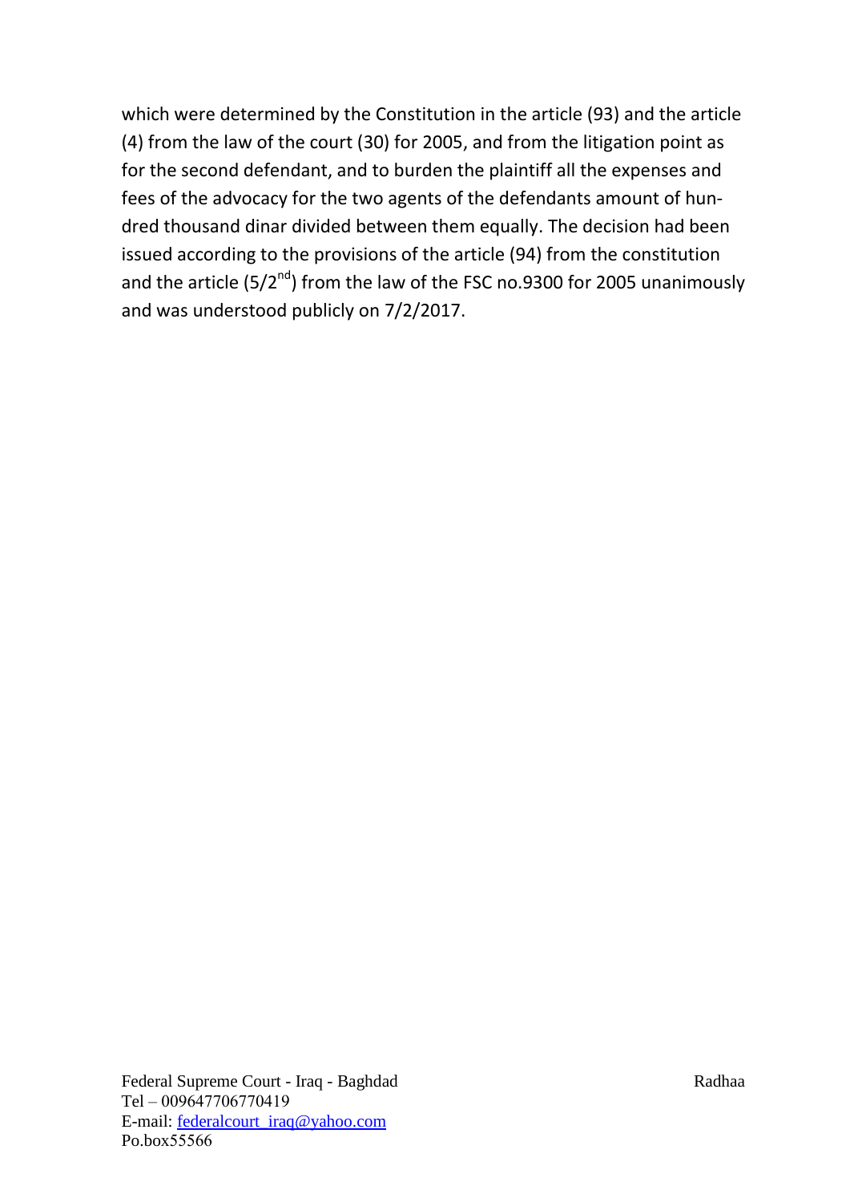which were determined by the Constitution in the article (93) and the article (4) from the law of the court (30) for 2005, and from the litigation point as for the second defendant, and to burden the plaintiff all the expenses and fees of the advocacy for the two agents of the defendants amount of hundred thousand dinar divided between them equally. The decision had been issued according to the provisions of the article (94) from the constitution and the article (5/2nd) from the law of the FSC no.9300 for 2005 unanimously and was understood publicly on 7/2/2017.